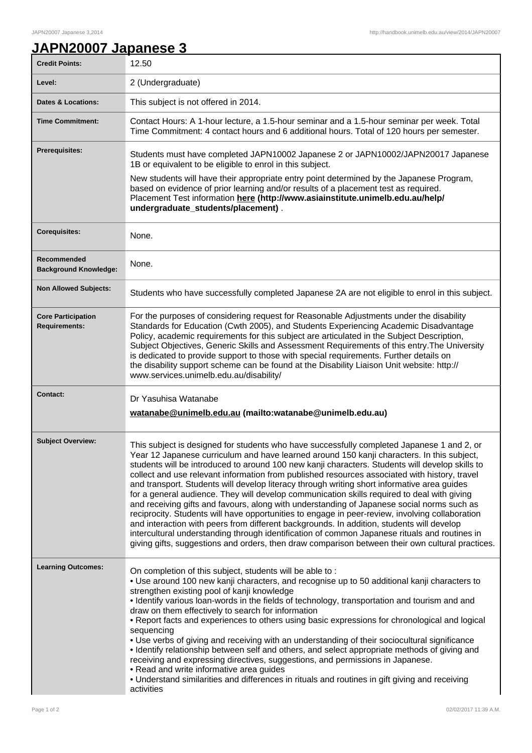# JAPN20007 Japanese 3

| | |
|---|---|
| **Credit Points:** | 12.50 |
| **Level:** | 2 (Undergraduate) |
| **Dates & Locations:** | This subject is not offered in 2014. |
| **Time Commitment:** | Contact Hours: A 1-hour lecture, a 1.5-hour seminar and a 1.5-hour seminar per week. Total Time Commitment: 4 contact hours and 6 additional hours. Total of 120 hours per semester. |
| **Prerequisites:** | Students must have completed JAPN10002 Japanese 2 or JAPN10002/JAPN20017 Japanese 1B or equivalent to be eligible to enrol in this subject.<br><br>New students will have their appropriate entry point determined by the Japanese Program, based on evidence of prior learning and/or results of a placement test as required. Placement Test information **here (http://www.asiainstitute.unimelb.edu.au/help/undergraduate_students/placement)** . |
| **Corequisites:** | None. |
| **Recommended Background Knowledge:** | None. |
| **Non Allowed Subjects:** | Students who have successfully completed Japanese 2A are not eligible to enrol in this subject. |
| **Core Participation Requirements:** | For the purposes of considering request for Reasonable Adjustments under the disability Standards for Education (Cwth 2005), and Students Experiencing Academic Disadvantage Policy, academic requirements for this subject are articulated in the Subject Description, Subject Objectives, Generic Skills and Assessment Requirements of this entry.The University is dedicated to provide support to those with special requirements. Further details on the disability support scheme can be found at the Disability Liaison Unit website: http://www.services.unimelb.edu.au/disability/ |
| **Contact:** | Dr Yasuhisa Watanabe<br><br>**watanabe@unimelb.edu.au (mailto:watanabe@unimelb.edu.au)** |
| **Subject Overview:** | This subject is designed for students who have successfully completed Japanese 1 and 2, or Year 12 Japanese curriculum and have learned around 150 kanji characters. In this subject, students will be introduced to around 100 new kanji characters. Students will develop skills to collect and use relevant information from published resources associated with history, travel and transport. Students will develop literacy through writing short informative area guides for a general audience. They will develop communication skills required to deal with giving and receiving gifts and favours, along with understanding of Japanese social norms such as reciprocity. Students will have opportunities to engage in peer-review, involving collaboration and interaction with peers from different backgrounds. In addition, students will develop intercultural understanding through identification of common Japanese rituals and routines in giving gifts, suggestions and orders, then draw comparison between their own cultural practices. |
| **Learning Outcomes:** | On completion of this subject, students will be able to :<br>• Use around 100 new kanji characters, and recognise up to 50 additional kanji characters to strengthen existing pool of kanji knowledge<br>• Identify various loan-words in the fields of technology, transportation and tourism and and draw on them effectively to search for information<br>• Report facts and experiences to others using basic expressions for chronological and logical sequencing<br>• Use verbs of giving and receiving with an understanding of their sociocultural significance<br>• Identify relationship between self and others, and select appropriate methods of giving and receiving and expressing directives, suggestions, and permissions in Japanese.<br>• Read and write informative area guides<br>• Understand similarities and differences in rituals and routines in gift giving and receiving activities |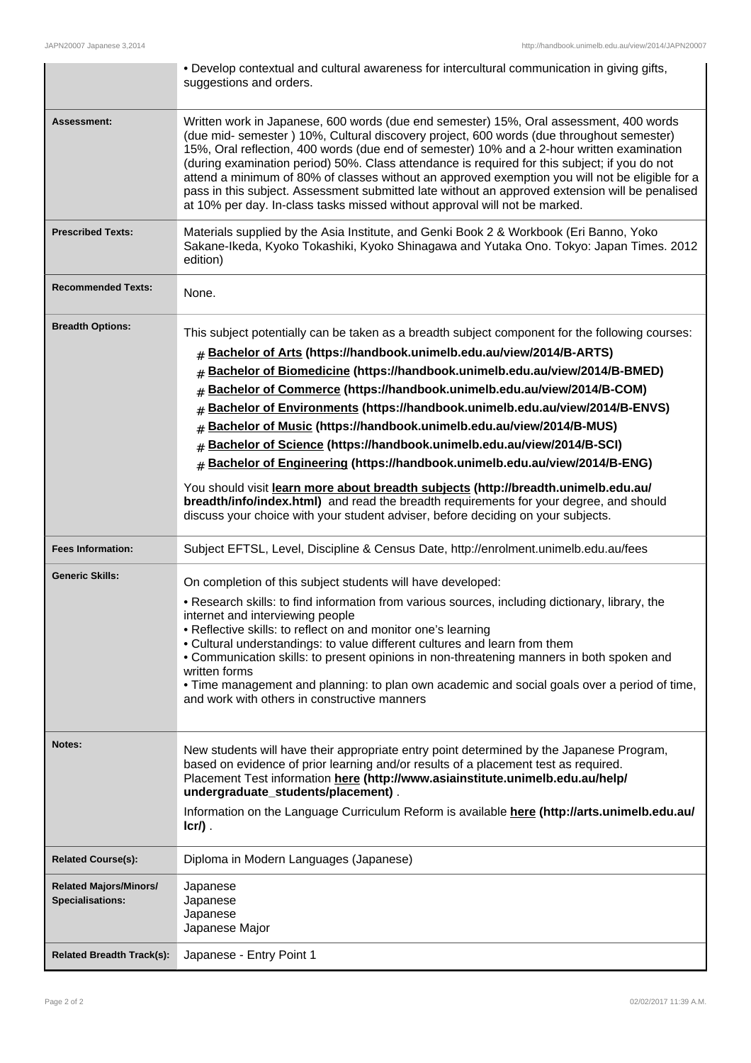| | |
|---|---|
| | • Develop contextual and cultural awareness for intercultural communication in giving gifts, suggestions and orders. |
| **Assessment:** | Written work in Japanese, 600 words (due end semester) 15%, Oral assessment, 400 words (due mid- semester ) 10%, Cultural discovery project, 600 words (due throughout semester) 15%, Oral reflection, 400 words (due end of semester) 10% and a 2-hour written examination (during examination period) 50%. Class attendance is required for this subject; if you do not attend a minimum of 80% of classes without an approved exemption you will not be eligible for a pass in this subject. Assessment submitted late without an approved extension will be penalised at 10% per day. In-class tasks missed without approval will not be marked. |
| **Prescribed Texts:** | Materials supplied by the Asia Institute, and Genki Book 2 & Workbook (Eri Banno, Yoko Sakane-Ikeda, Kyoko Tokashiki, Kyoko Shinagawa and Yutaka Ono. Tokyo: Japan Times. 2012 edition) |
| **Recommended Texts:** | None. |
| **Breadth Options:** | This subject potentially can be taken as a breadth subject component for the following courses:<br># **Bachelor of Arts (https://handbook.unimelb.edu.au/view/2014/B-ARTS)**<br># **Bachelor of Biomedicine (https://handbook.unimelb.edu.au/view/2014/B-BMED)**<br># **Bachelor of Commerce (https://handbook.unimelb.edu.au/view/2014/B-COM)**<br># **Bachelor of Environments (https://handbook.unimelb.edu.au/view/2014/B-ENVS)**<br># **Bachelor of Music (https://handbook.unimelb.edu.au/view/2014/B-MUS)**<br># **Bachelor of Science (https://handbook.unimelb.edu.au/view/2014/B-SCI)**<br># **Bachelor of Engineering (https://handbook.unimelb.edu.au/view/2014/B-ENG)**<br>You should visit **learn more about breadth subjects (http://breadth.unimelb.edu.au/breadth/info/index.html)** and read the breadth requirements for your degree, and should discuss your choice with your student adviser, before deciding on your subjects. |
| **Fees Information:** | Subject EFTSL, Level, Discipline & Census Date, http://enrolment.unimelb.edu.au/fees |
| **Generic Skills:** | On completion of this subject students will have developed:<br>• Research skills: to find information from various sources, including dictionary, library, the internet and interviewing people<br>• Reflective skills: to reflect on and monitor one's learning<br>• Cultural understandings: to value different cultures and learn from them<br>• Communication skills: to present opinions in non-threatening manners in both spoken and written forms<br>• Time management and planning: to plan own academic and social goals over a period of time, and work with others in constructive manners |
| **Notes:** | New students will have their appropriate entry point determined by the Japanese Program, based on evidence of prior learning and/or results of a placement test as required. Placement Test information **here (http://www.asiainstitute.unimelb.edu.au/help/undergraduate_students/placement)** .<br>Information on the Language Curriculum Reform is available **here (http://arts.unimelb.edu.au/lcr/)** . |
| **Related Course(s):** | Diploma in Modern Languages (Japanese) |
| **Related Majors/Minors/ Specialisations:** | Japanese<br>Japanese<br>Japanese<br>Japanese Major |
| **Related Breadth Track(s):** | Japanese - Entry Point 1 |